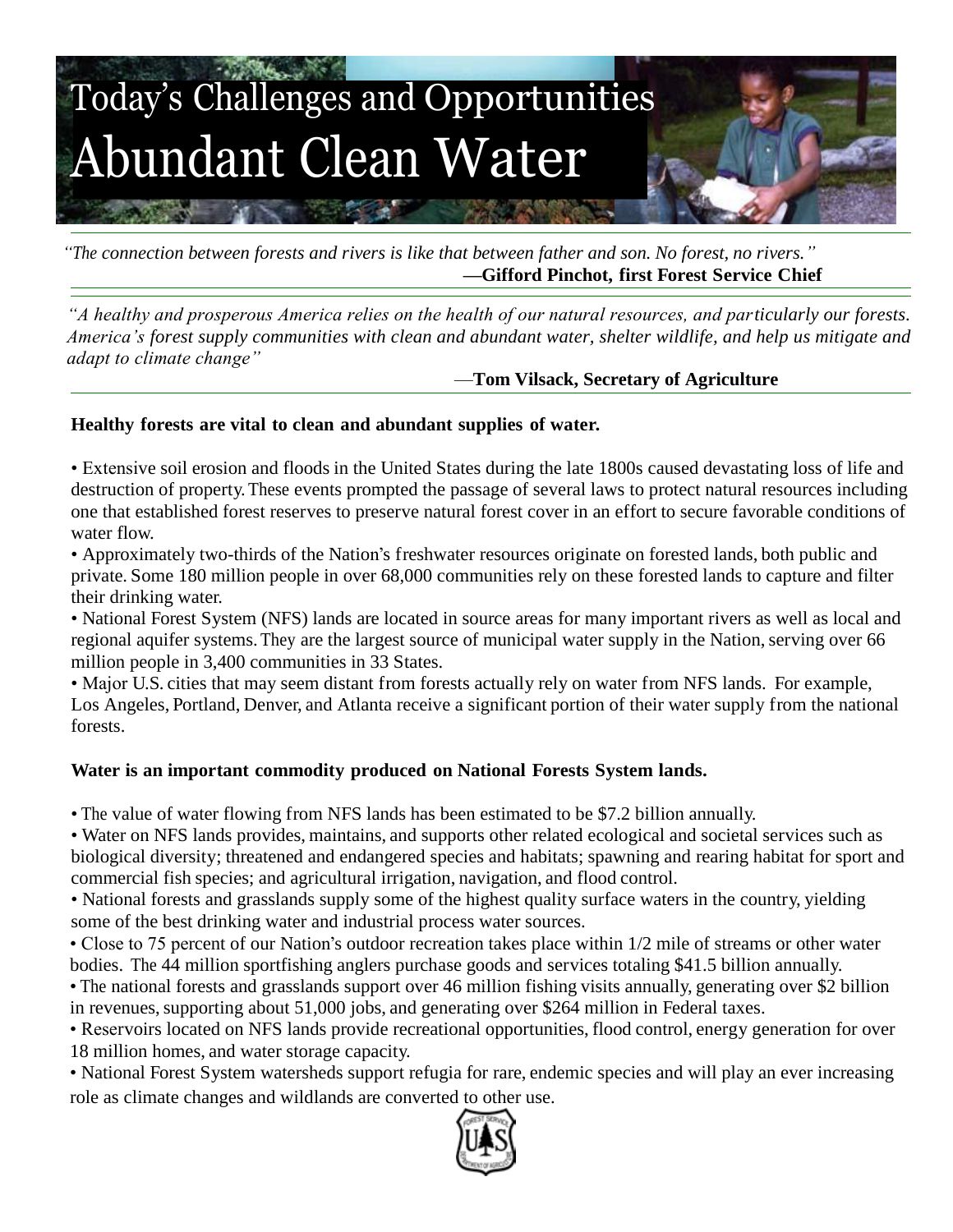# Today's Challenges and Opportunities
# Abundant Clean Water

*"The connection between forests and rivers is like that between father and son. No forest, no rivers."*
**—Gifford Pinchot, first Forest Service Chief**

*"A healthy and prosperous America relies on the health of our natural resources, and particularly our forests. America's forest supply communities with clean and abundant water, shelter wildlife, and help us mitigate and adapt to climate change"*
—**Tom Vilsack, Secretary of Agriculture**

**Healthy forests are vital to clean and abundant supplies of water.**

- Extensive soil erosion and floods in the United States during the late 1800s caused devastating loss of life and destruction of property. These events prompted the passage of several laws to protect natural resources including one that established forest reserves to preserve natural forest cover in an effort to secure favorable conditions of water flow.
- Approximately two-thirds of the Nation's freshwater resources originate on forested lands, both public and private. Some 180 million people in over 68,000 communities rely on these forested lands to capture and filter their drinking water.
- National Forest System (NFS) lands are located in source areas for many important rivers as well as local and regional aquifer systems. They are the largest source of municipal water supply in the Nation, serving over 66 million people in 3,400 communities in 33 States.
- Major U.S. cities that may seem distant from forests actually rely on water from NFS lands. For example, Los Angeles, Portland, Denver, and Atlanta receive a significant portion of their water supply from the national forests.

**Water is an important commodity produced on National Forests System lands.**

- The value of water flowing from NFS lands has been estimated to be $7.2 billion annually.
- Water on NFS lands provides, maintains, and supports other related ecological and societal services such as biological diversity; threatened and endangered species and habitats; spawning and rearing habitat for sport and commercial fish species; and agricultural irrigation, navigation, and flood control.
- National forests and grasslands supply some of the highest quality surface waters in the country, yielding some of the best drinking water and industrial process water sources.
- Close to 75 percent of our Nation's outdoor recreation takes place within 1/2 mile of streams or other water bodies. The 44 million sportfishing anglers purchase goods and services totaling $41.5 billion annually.
- The national forests and grasslands support over 46 million fishing visits annually, generating over $2 billion in revenues, supporting about 51,000 jobs, and generating over $264 million in Federal taxes.
- Reservoirs located on NFS lands provide recreational opportunities, flood control, energy generation for over 18 million homes, and water storage capacity.
- National Forest System watersheds support refugia for rare, endemic species and will play an ever increasing role as climate changes and wildlands are converted to other use.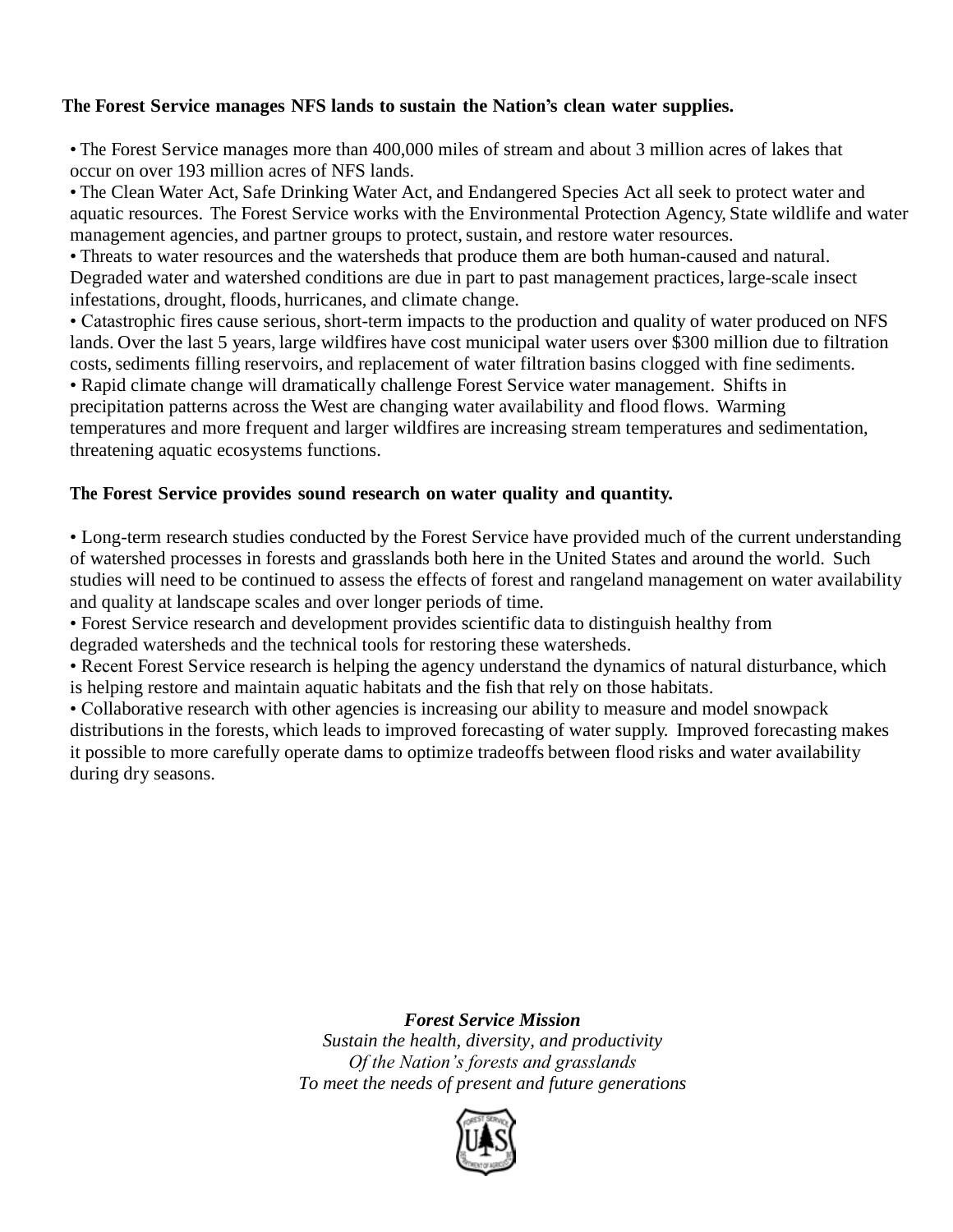**The Forest Service manages NFS lands to sustain the Nation's clean water supplies.**

- The Forest Service manages more than 400,000 miles of stream and about 3 million acres of lakes that occur on over 193 million acres of NFS lands.
- The Clean Water Act, Safe Drinking Water Act, and Endangered Species Act all seek to protect water and aquatic resources. The Forest Service works with the Environmental Protection Agency, State wildlife and water management agencies, and partner groups to protect, sustain, and restore water resources.
- Threats to water resources and the watersheds that produce them are both human-caused and natural. Degraded water and watershed conditions are due in part to past management practices, large-scale insect infestations, drought, floods, hurricanes, and climate change.
- Catastrophic fires cause serious, short-term impacts to the production and quality of water produced on NFS lands. Over the last 5 years, large wildfires have cost municipal water users over $300 million due to filtration costs, sediments filling reservoirs, and replacement of water filtration basins clogged with fine sediments.
- Rapid climate change will dramatically challenge Forest Service water management. Shifts in precipitation patterns across the West are changing water availability and flood flows. Warming temperatures and more frequent and larger wildfires are increasing stream temperatures and sedimentation, threatening aquatic ecosystems functions.

**The Forest Service provides sound research on water quality and quantity.**

- Long-term research studies conducted by the Forest Service have provided much of the current understanding of watershed processes in forests and grasslands both here in the United States and around the world. Such studies will need to be continued to assess the effects of forest and rangeland management on water availability and quality at landscape scales and over longer periods of time.
- Forest Service research and development provides scientific data to distinguish healthy from degraded watersheds and the technical tools for restoring these watersheds.
- Recent Forest Service research is helping the agency understand the dynamics of natural disturbance, which is helping restore and maintain aquatic habitats and the fish that rely on those habitats.
- Collaborative research with other agencies is increasing our ability to measure and model snowpack distributions in the forests, which leads to improved forecasting of water supply. Improved forecasting makes it possible to more carefully operate dams to optimize tradeoffs between flood risks and water availability during dry seasons.

***Forest Service Mission***

*Sustain the health, diversity, and productivity*
*Of the Nation's forests and grasslands*
*To meet the needs of present and future generations*